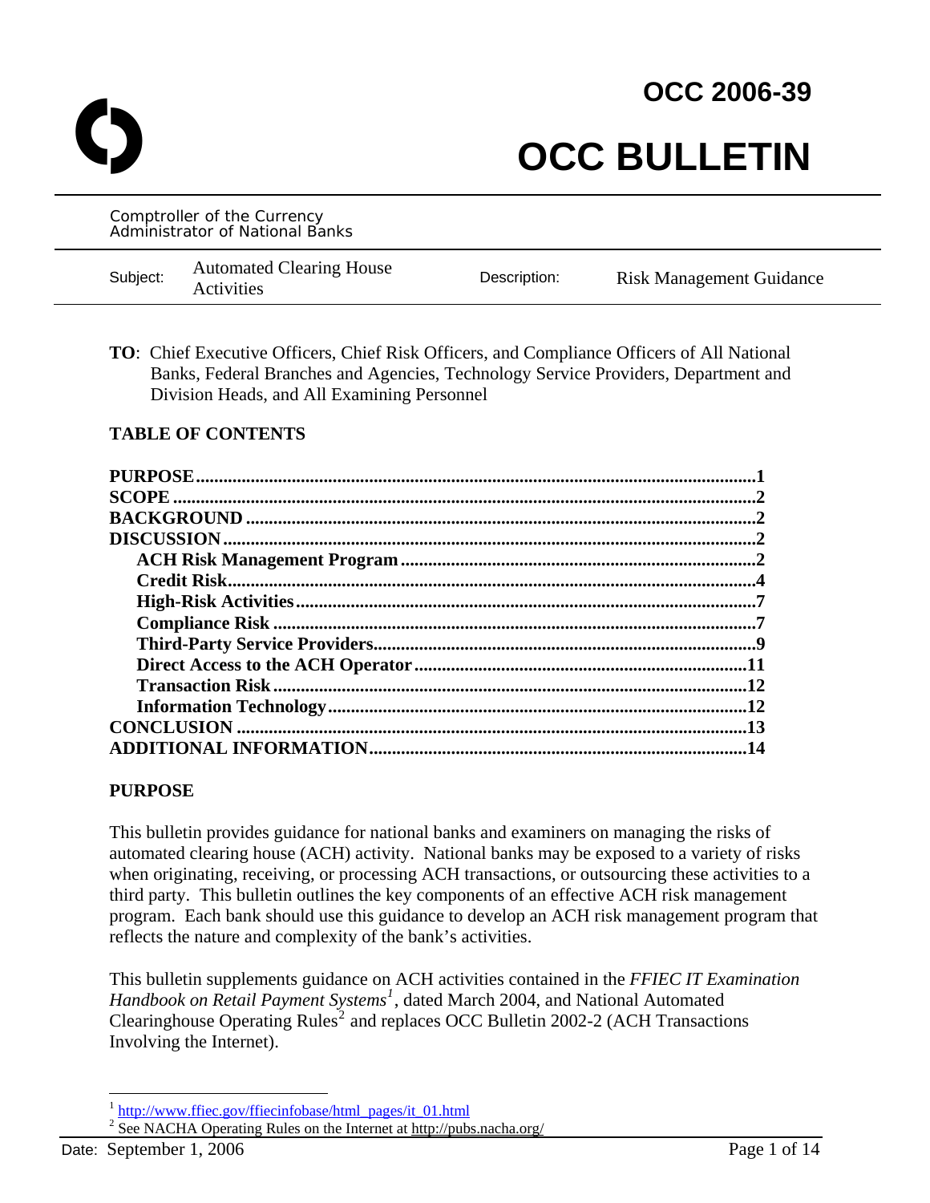# OCC 2006-39

# OCC BULLETIN

Comptroller of the Currency
Administrator of National Banks

| Subject: | Automated Clearing House Activities | Description: | Risk Management Guidance |
|---|---|---|---|

**TO**: Chief Executive Officers, Chief Risk Officers, and Compliance Officers of All National Banks, Federal Branches and Agencies, Technology Service Providers, Department and Division Heads, and All Examining Personnel

## TABLE OF CONTENTS

- **PURPOSE**....1
- **SCOPE**....2
- **BACKGROUND**....2
- **DISCUSSION**....2
  - **ACH Risk Management Program**....2
  - **Credit Risk**....4
  - **High-Risk Activities**....7
  - **Compliance Risk**....7
  - **Third-Party Service Providers**....9
  - **Direct Access to the ACH Operator**....11
  - **Transaction Risk**....12
  - **Information Technology**....12
- **CONCLUSION**....13
- **ADDITIONAL INFORMATION**....14

## PURPOSE

This bulletin provides guidance for national banks and examiners on managing the risks of automated clearing house (ACH) activity. National banks may be exposed to a variety of risks when originating, receiving, or processing ACH transactions, or outsourcing these activities to a third party. This bulletin outlines the key components of an effective ACH risk management program. Each bank should use this guidance to develop an ACH risk management program that reflects the nature and complexity of the bank's activities.

This bulletin supplements guidance on ACH activities contained in the *FFIEC IT Examination Handbook on Retail Payment Systems*[1], dated March 2004, and National Automated Clearinghouse Operating Rules[2] and replaces OCC Bulletin 2002-2 (ACH Transactions Involving the Internet).

[1] http://www.ffiec.gov/ffiecinfobase/html_pages/it_01.html
[2] See NACHA Operating Rules on the Internet at http://pubs.nacha.org/

Date: September 1, 2006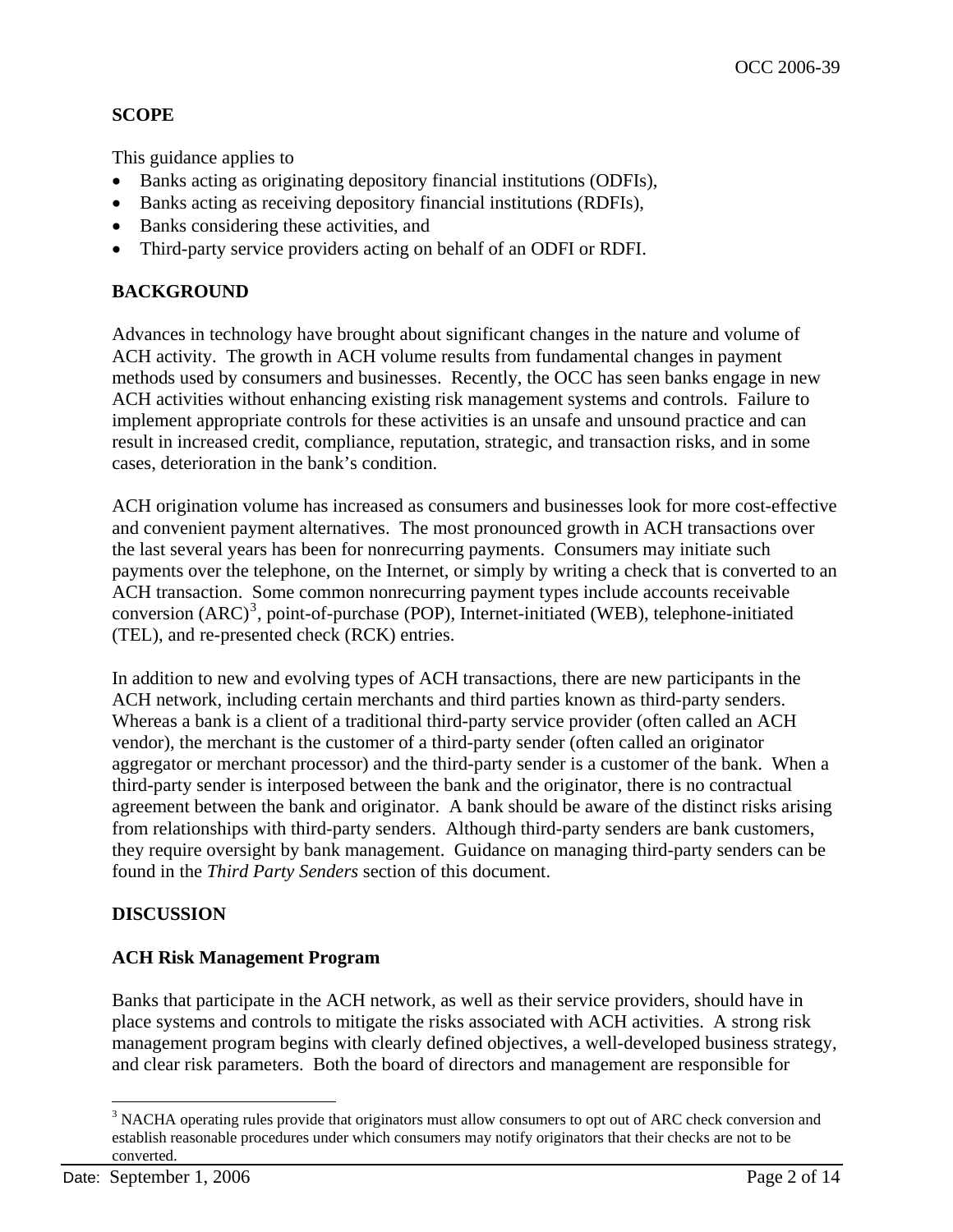## SCOPE

This guidance applies to

- Banks acting as originating depository financial institutions (ODFIs),
- Banks acting as receiving depository financial institutions (RDFIs),
- Banks considering these activities, and
- Third-party service providers acting on behalf of an ODFI or RDFI.

## BACKGROUND

Advances in technology have brought about significant changes in the nature and volume of ACH activity. The growth in ACH volume results from fundamental changes in payment methods used by consumers and businesses. Recently, the OCC has seen banks engage in new ACH activities without enhancing existing risk management systems and controls. Failure to implement appropriate controls for these activities is an unsafe and unsound practice and can result in increased credit, compliance, reputation, strategic, and transaction risks, and in some cases, deterioration in the bank's condition.

ACH origination volume has increased as consumers and businesses look for more cost-effective and convenient payment alternatives. The most pronounced growth in ACH transactions over the last several years has been for nonrecurring payments. Consumers may initiate such payments over the telephone, on the Internet, or simply by writing a check that is converted to an ACH transaction. Some common nonrecurring payment types include accounts receivable conversion (ARC)[3], point-of-purchase (POP), Internet-initiated (WEB), telephone-initiated (TEL), and re-presented check (RCK) entries.

In addition to new and evolving types of ACH transactions, there are new participants in the ACH network, including certain merchants and third parties known as third-party senders. Whereas a bank is a client of a traditional third-party service provider (often called an ACH vendor), the merchant is the customer of a third-party sender (often called an originator aggregator or merchant processor) and the third-party sender is a customer of the bank. When a third-party sender is interposed between the bank and the originator, there is no contractual agreement between the bank and originator. A bank should be aware of the distinct risks arising from relationships with third-party senders. Although third-party senders are bank customers, they require oversight by bank management. Guidance on managing third-party senders can be found in the *Third Party Senders* section of this document.

## DISCUSSION

### ACH Risk Management Program

Banks that participate in the ACH network, as well as their service providers, should have in place systems and controls to mitigate the risks associated with ACH activities. A strong risk management program begins with clearly defined objectives, a well-developed business strategy, and clear risk parameters. Both the board of directors and management are responsible for

[3] NACHA operating rules provide that originators must allow consumers to opt out of ARC check conversion and establish reasonable procedures under which consumers may notify originators that their checks are not to be converted.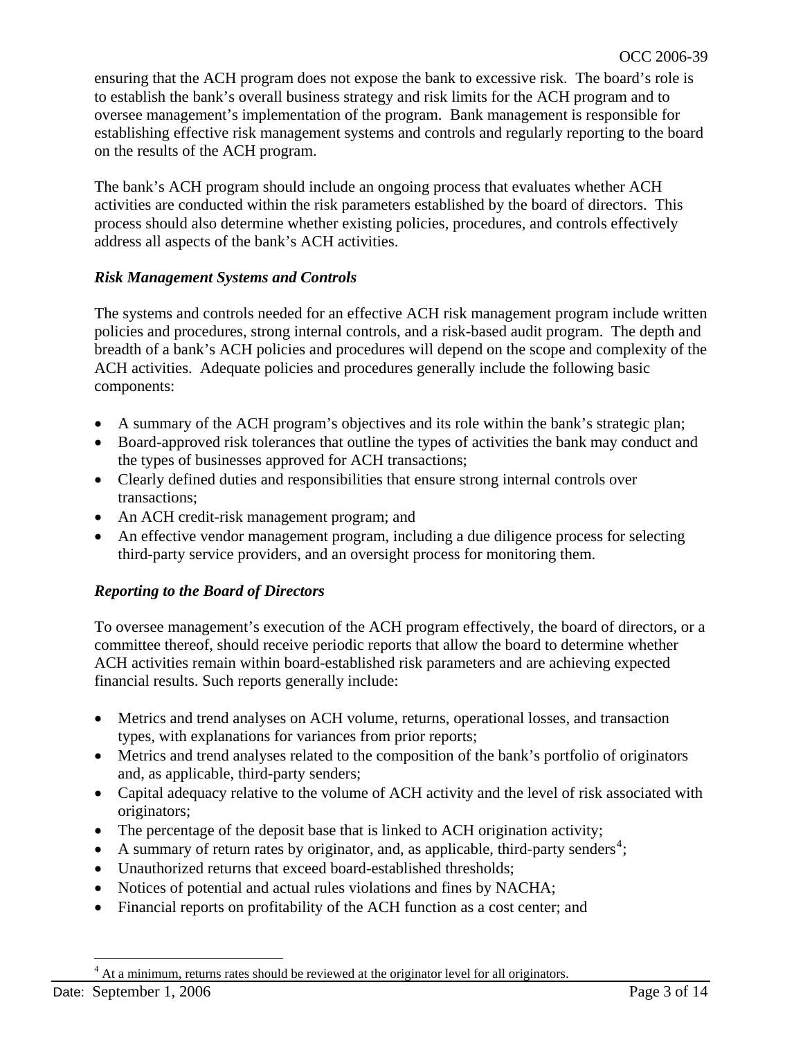ensuring that the ACH program does not expose the bank to excessive risk. The board's role is to establish the bank's overall business strategy and risk limits for the ACH program and to oversee management's implementation of the program. Bank management is responsible for establishing effective risk management systems and controls and regularly reporting to the board on the results of the ACH program.

The bank's ACH program should include an ongoing process that evaluates whether ACH activities are conducted within the risk parameters established by the board of directors. This process should also determine whether existing policies, procedures, and controls effectively address all aspects of the bank's ACH activities.

### *Risk Management Systems and Controls*

The systems and controls needed for an effective ACH risk management program include written policies and procedures, strong internal controls, and a risk-based audit program. The depth and breadth of a bank's ACH policies and procedures will depend on the scope and complexity of the ACH activities. Adequate policies and procedures generally include the following basic components:

- A summary of the ACH program's objectives and its role within the bank's strategic plan;
- Board-approved risk tolerances that outline the types of activities the bank may conduct and the types of businesses approved for ACH transactions;
- Clearly defined duties and responsibilities that ensure strong internal controls over transactions;
- An ACH credit-risk management program; and
- An effective vendor management program, including a due diligence process for selecting third-party service providers, and an oversight process for monitoring them.

### *Reporting to the Board of Directors*

To oversee management's execution of the ACH program effectively, the board of directors, or a committee thereof, should receive periodic reports that allow the board to determine whether ACH activities remain within board-established risk parameters and are achieving expected financial results. Such reports generally include:

- Metrics and trend analyses on ACH volume, returns, operational losses, and transaction types, with explanations for variances from prior reports;
- Metrics and trend analyses related to the composition of the bank's portfolio of originators and, as applicable, third-party senders;
- Capital adequacy relative to the volume of ACH activity and the level of risk associated with originators;
- The percentage of the deposit base that is linked to ACH origination activity;
- A summary of return rates by originator, and, as applicable, third-party senders[4];
- Unauthorized returns that exceed board-established thresholds;
- Notices of potential and actual rules violations and fines by NACHA;
- Financial reports on profitability of the ACH function as a cost center; and

[4] At a minimum, returns rates should be reviewed at the originator level for all originators.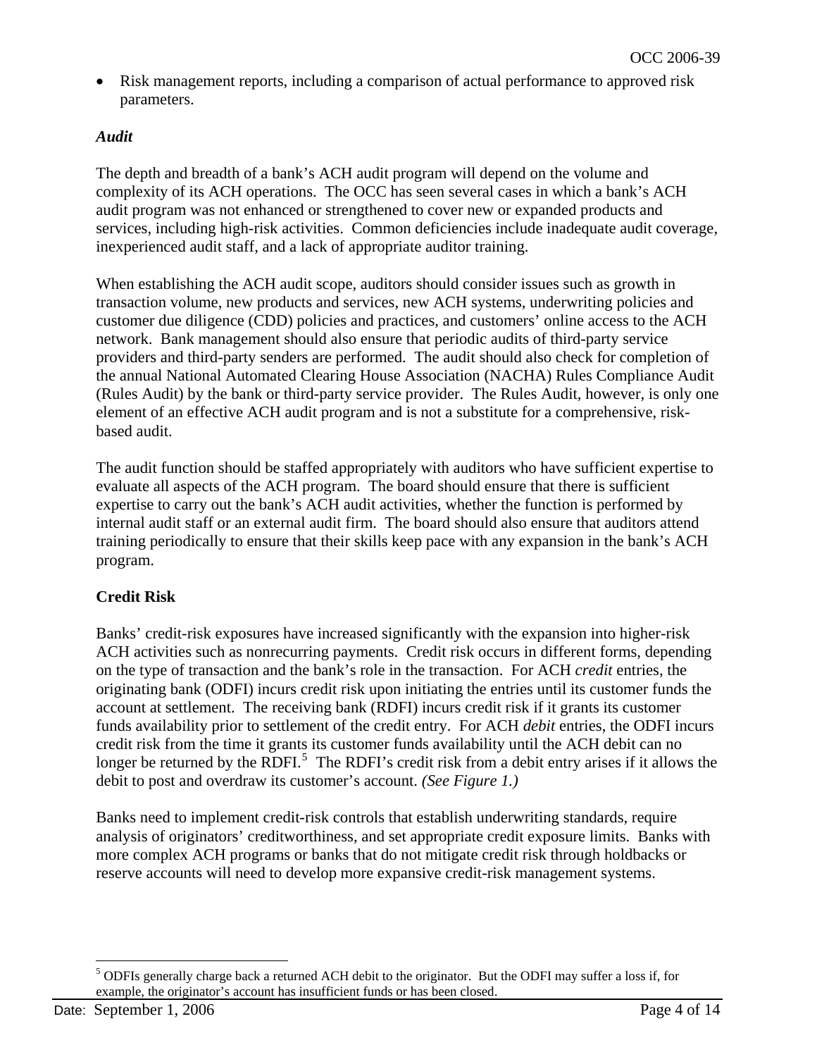- Risk management reports, including a comparison of actual performance to approved risk parameters.

### *Audit*

The depth and breadth of a bank's ACH audit program will depend on the volume and complexity of its ACH operations. The OCC has seen several cases in which a bank's ACH audit program was not enhanced or strengthened to cover new or expanded products and services, including high-risk activities. Common deficiencies include inadequate audit coverage, inexperienced audit staff, and a lack of appropriate auditor training.

When establishing the ACH audit scope, auditors should consider issues such as growth in transaction volume, new products and services, new ACH systems, underwriting policies and customer due diligence (CDD) policies and practices, and customers' online access to the ACH network. Bank management should also ensure that periodic audits of third-party service providers and third-party senders are performed. The audit should also check for completion of the annual National Automated Clearing House Association (NACHA) Rules Compliance Audit (Rules Audit) by the bank or third-party service provider. The Rules Audit, however, is only one element of an effective ACH audit program and is not a substitute for a comprehensive, risk-based audit.

The audit function should be staffed appropriately with auditors who have sufficient expertise to evaluate all aspects of the ACH program. The board should ensure that there is sufficient expertise to carry out the bank's ACH audit activities, whether the function is performed by internal audit staff or an external audit firm. The board should also ensure that auditors attend training periodically to ensure that their skills keep pace with any expansion in the bank's ACH program.

## Credit Risk

Banks' credit-risk exposures have increased significantly with the expansion into higher-risk ACH activities such as nonrecurring payments. Credit risk occurs in different forms, depending on the type of transaction and the bank's role in the transaction. For ACH *credit* entries, the originating bank (ODFI) incurs credit risk upon initiating the entries until its customer funds the account at settlement. The receiving bank (RDFI) incurs credit risk if it grants its customer funds availability prior to settlement of the credit entry. For ACH *debit* entries, the ODFI incurs credit risk from the time it grants its customer funds availability until the ACH debit can no longer be returned by the RDFI.[5] The RDFI's credit risk from a debit entry arises if it allows the debit to post and overdraw its customer's account. *(See Figure 1.)*

Banks need to implement credit-risk controls that establish underwriting standards, require analysis of originators' creditworthiness, and set appropriate credit exposure limits. Banks with more complex ACH programs or banks that do not mitigate credit risk through holdbacks or reserve accounts will need to develop more expansive credit-risk management systems.

---

[5] ODFIs generally charge back a returned ACH debit to the originator. But the ODFI may suffer a loss if, for example, the originator's account has insufficient funds or has been closed.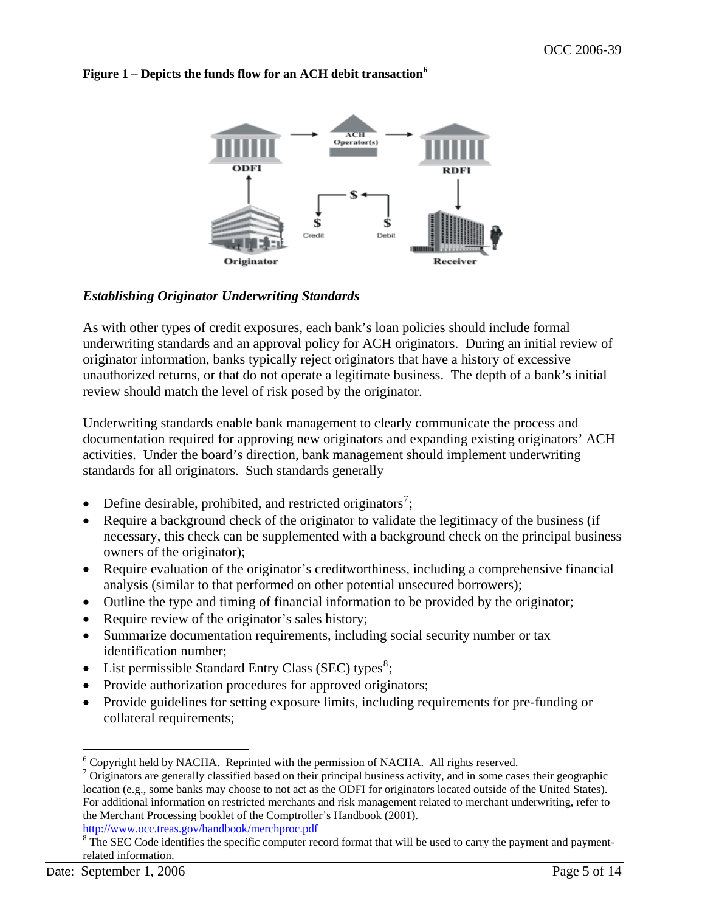**Figure 1 – Depicts the funds flow for an ACH debit transaction**[6]

### *Establishing Originator Underwriting Standards*

As with other types of credit exposures, each bank's loan policies should include formal underwriting standards and an approval policy for ACH originators. During an initial review of originator information, banks typically reject originators that have a history of excessive unauthorized returns, or that do not operate a legitimate business. The depth of a bank's initial review should match the level of risk posed by the originator.

Underwriting standards enable bank management to clearly communicate the process and documentation required for approving new originators and expanding existing originators' ACH activities. Under the board's direction, bank management should implement underwriting standards for all originators. Such standards generally

- Define desirable, prohibited, and restricted originators[7];
- Require a background check of the originator to validate the legitimacy of the business (if necessary, this check can be supplemented with a background check on the principal business owners of the originator);
- Require evaluation of the originator's creditworthiness, including a comprehensive financial analysis (similar to that performed on other potential unsecured borrowers);
- Outline the type and timing of financial information to be provided by the originator;
- Require review of the originator's sales history;
- Summarize documentation requirements, including social security number or tax identification number;
- List permissible Standard Entry Class (SEC) types[8];
- Provide authorization procedures for approved originators;
- Provide guidelines for setting exposure limits, including requirements for pre-funding or collateral requirements;

---

[6] Copyright held by NACHA. Reprinted with the permission of NACHA. All rights reserved.

[7] Originators are generally classified based on their principal business activity, and in some cases their geographic location (e.g., some banks may choose to not act as the ODFI for originators located outside of the United States). For additional information on restricted merchants and risk management related to merchant underwriting, refer to the Merchant Processing booklet of the Comptroller's Handbook (2001). http://www.occ.treas.gov/handbook/merchproc.pdf

[8] The SEC Code identifies the specific computer record format that will be used to carry the payment and payment-related information.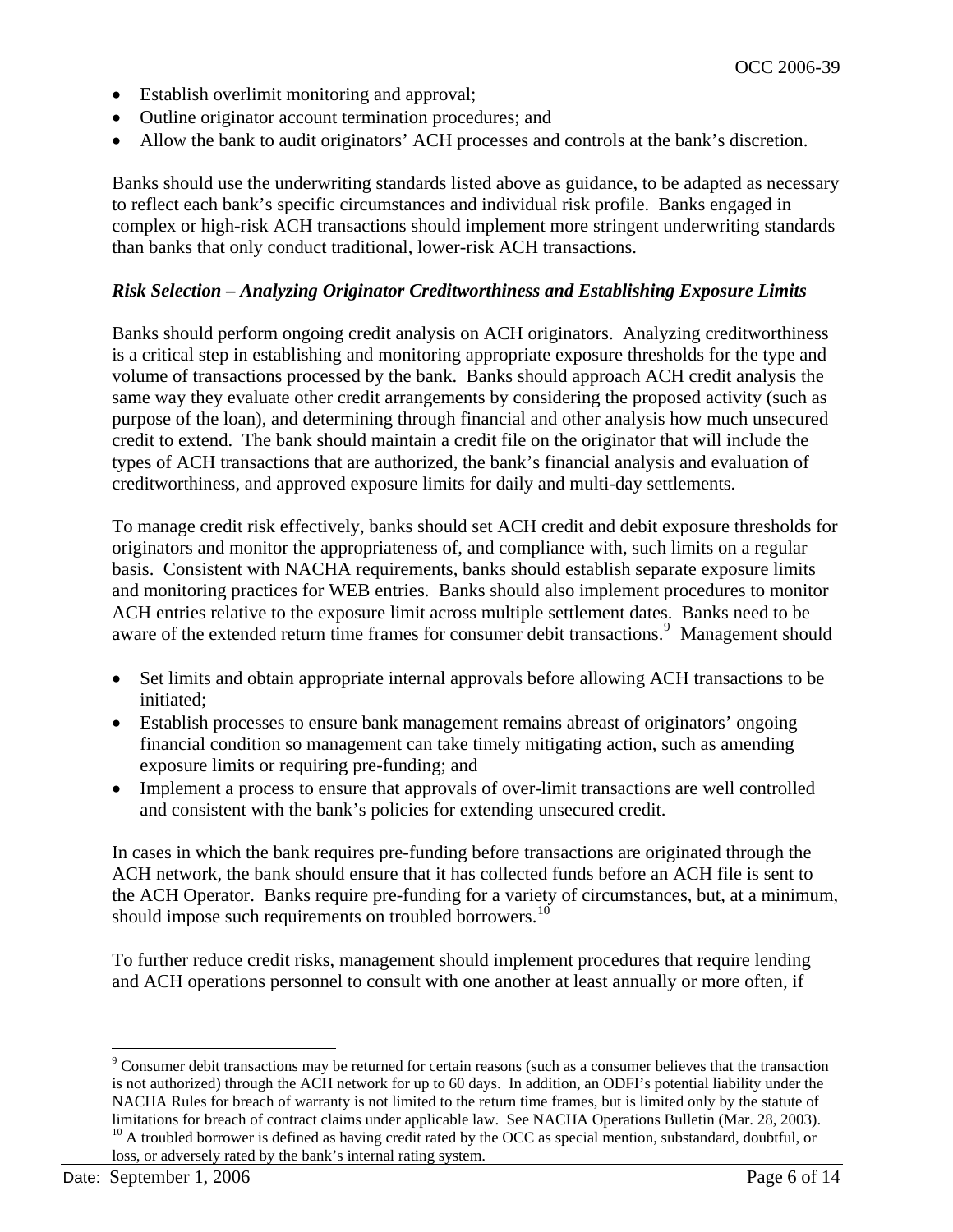- Establish overlimit monitoring and approval;
- Outline originator account termination procedures; and
- Allow the bank to audit originators' ACH processes and controls at the bank's discretion.

Banks should use the underwriting standards listed above as guidance, to be adapted as necessary to reflect each bank's specific circumstances and individual risk profile. Banks engaged in complex or high-risk ACH transactions should implement more stringent underwriting standards than banks that only conduct traditional, lower-risk ACH transactions.

***Risk Selection – Analyzing Originator Creditworthiness and Establishing Exposure Limits***

Banks should perform ongoing credit analysis on ACH originators. Analyzing creditworthiness is a critical step in establishing and monitoring appropriate exposure thresholds for the type and volume of transactions processed by the bank. Banks should approach ACH credit analysis the same way they evaluate other credit arrangements by considering the proposed activity (such as purpose of the loan), and determining through financial and other analysis how much unsecured credit to extend. The bank should maintain a credit file on the originator that will include the types of ACH transactions that are authorized, the bank's financial analysis and evaluation of creditworthiness, and approved exposure limits for daily and multi-day settlements.

To manage credit risk effectively, banks should set ACH credit and debit exposure thresholds for originators and monitor the appropriateness of, and compliance with, such limits on a regular basis. Consistent with NACHA requirements, banks should establish separate exposure limits and monitoring practices for WEB entries. Banks should also implement procedures to monitor ACH entries relative to the exposure limit across multiple settlement dates. Banks need to be aware of the extended return time frames for consumer debit transactions.[9] Management should

- Set limits and obtain appropriate internal approvals before allowing ACH transactions to be initiated;
- Establish processes to ensure bank management remains abreast of originators' ongoing financial condition so management can take timely mitigating action, such as amending exposure limits or requiring pre-funding; and
- Implement a process to ensure that approvals of over-limit transactions are well controlled and consistent with the bank's policies for extending unsecured credit.

In cases in which the bank requires pre-funding before transactions are originated through the ACH network, the bank should ensure that it has collected funds before an ACH file is sent to the ACH Operator. Banks require pre-funding for a variety of circumstances, but, at a minimum, should impose such requirements on troubled borrowers.[10]

To further reduce credit risks, management should implement procedures that require lending and ACH operations personnel to consult with one another at least annually or more often, if

---

[9] Consumer debit transactions may be returned for certain reasons (such as a consumer believes that the transaction is not authorized) through the ACH network for up to 60 days. In addition, an ODFI's potential liability under the NACHA Rules for breach of warranty is not limited to the return time frames, but is limited only by the statute of limitations for breach of contract claims under applicable law. See NACHA Operations Bulletin (Mar. 28, 2003).

[10] A troubled borrower is defined as having credit rated by the OCC as special mention, substandard, doubtful, or loss, or adversely rated by the bank's internal rating system.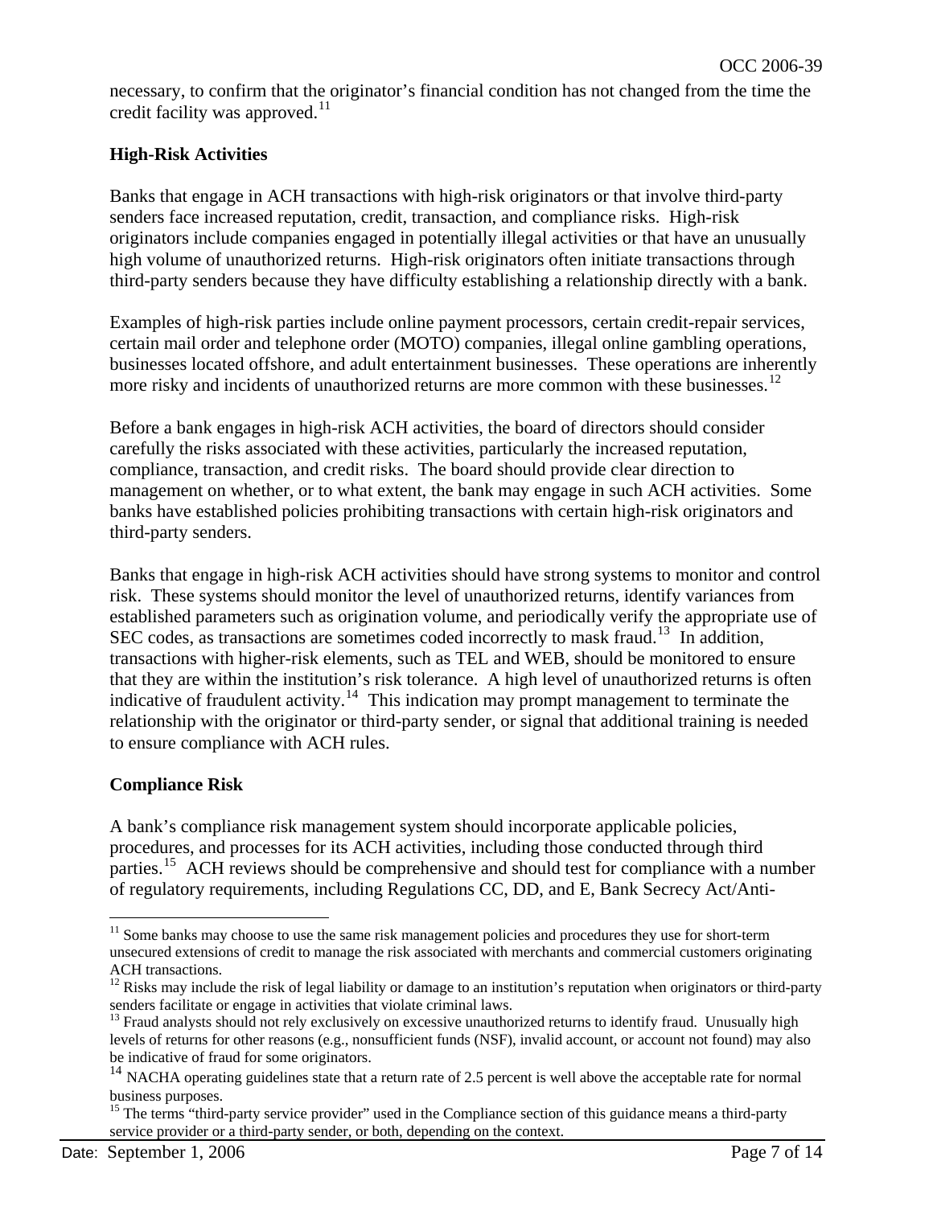necessary, to confirm that the originator's financial condition has not changed from the time the credit facility was approved.[11]

**High-Risk Activities**

Banks that engage in ACH transactions with high-risk originators or that involve third-party senders face increased reputation, credit, transaction, and compliance risks. High-risk originators include companies engaged in potentially illegal activities or that have an unusually high volume of unauthorized returns. High-risk originators often initiate transactions through third-party senders because they have difficulty establishing a relationship directly with a bank.

Examples of high-risk parties include online payment processors, certain credit-repair services, certain mail order and telephone order (MOTO) companies, illegal online gambling operations, businesses located offshore, and adult entertainment businesses. These operations are inherently more risky and incidents of unauthorized returns are more common with these businesses.[12]

Before a bank engages in high-risk ACH activities, the board of directors should consider carefully the risks associated with these activities, particularly the increased reputation, compliance, transaction, and credit risks. The board should provide clear direction to management on whether, or to what extent, the bank may engage in such ACH activities. Some banks have established policies prohibiting transactions with certain high-risk originators and third-party senders.

Banks that engage in high-risk ACH activities should have strong systems to monitor and control risk. These systems should monitor the level of unauthorized returns, identify variances from established parameters such as origination volume, and periodically verify the appropriate use of SEC codes, as transactions are sometimes coded incorrectly to mask fraud.[13] In addition, transactions with higher-risk elements, such as TEL and WEB, should be monitored to ensure that they are within the institution's risk tolerance. A high level of unauthorized returns is often indicative of fraudulent activity.[14] This indication may prompt management to terminate the relationship with the originator or third-party sender, or signal that additional training is needed to ensure compliance with ACH rules.

**Compliance Risk**

A bank's compliance risk management system should incorporate applicable policies, procedures, and processes for its ACH activities, including those conducted through third parties.[15] ACH reviews should be comprehensive and should test for compliance with a number of regulatory requirements, including Regulations CC, DD, and E, Bank Secrecy Act/Anti-

---

[11] Some banks may choose to use the same risk management policies and procedures they use for short-term unsecured extensions of credit to manage the risk associated with merchants and commercial customers originating ACH transactions.

[12] Risks may include the risk of legal liability or damage to an institution's reputation when originators or third-party senders facilitate or engage in activities that violate criminal laws.

[13] Fraud analysts should not rely exclusively on excessive unauthorized returns to identify fraud. Unusually high levels of returns for other reasons (e.g., nonsufficient funds (NSF), invalid account, or account not found) may also be indicative of fraud for some originators.

[14] NACHA operating guidelines state that a return rate of 2.5 percent is well above the acceptable rate for normal business purposes.

[15] The terms "third-party service provider" used in the Compliance section of this guidance means a third-party service provider or a third-party sender, or both, depending on the context.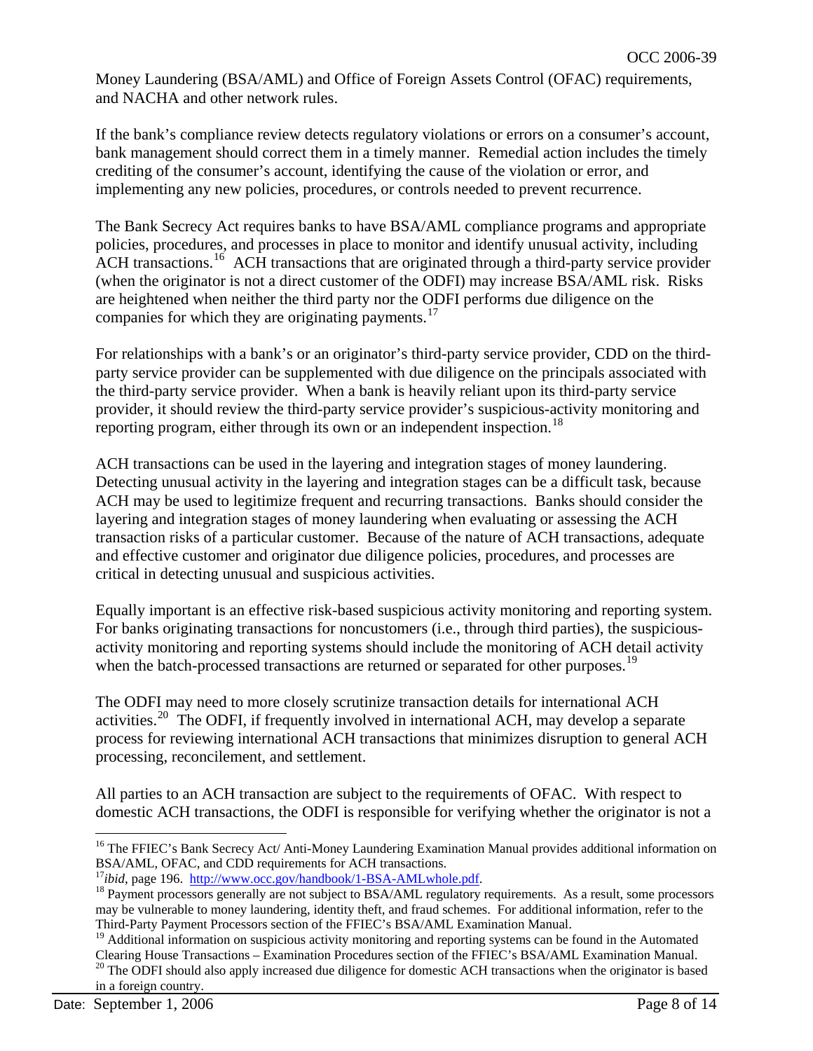Money Laundering (BSA/AML) and Office of Foreign Assets Control (OFAC) requirements, and NACHA and other network rules.

If the bank's compliance review detects regulatory violations or errors on a consumer's account, bank management should correct them in a timely manner. Remedial action includes the timely crediting of the consumer's account, identifying the cause of the violation or error, and implementing any new policies, procedures, or controls needed to prevent recurrence.

The Bank Secrecy Act requires banks to have BSA/AML compliance programs and appropriate policies, procedures, and processes in place to monitor and identify unusual activity, including ACH transactions.[16] ACH transactions that are originated through a third-party service provider (when the originator is not a direct customer of the ODFI) may increase BSA/AML risk. Risks are heightened when neither the third party nor the ODFI performs due diligence on the companies for which they are originating payments.[17]

For relationships with a bank's or an originator's third-party service provider, CDD on the third-party service provider can be supplemented with due diligence on the principals associated with the third-party service provider. When a bank is heavily reliant upon its third-party service provider, it should review the third-party service provider's suspicious-activity monitoring and reporting program, either through its own or an independent inspection.[18]

ACH transactions can be used in the layering and integration stages of money laundering. Detecting unusual activity in the layering and integration stages can be a difficult task, because ACH may be used to legitimize frequent and recurring transactions. Banks should consider the layering and integration stages of money laundering when evaluating or assessing the ACH transaction risks of a particular customer. Because of the nature of ACH transactions, adequate and effective customer and originator due diligence policies, procedures, and processes are critical in detecting unusual and suspicious activities.

Equally important is an effective risk-based suspicious activity monitoring and reporting system. For banks originating transactions for noncustomers (i.e., through third parties), the suspicious-activity monitoring and reporting systems should include the monitoring of ACH detail activity when the batch-processed transactions are returned or separated for other purposes.[19]

The ODFI may need to more closely scrutinize transaction details for international ACH activities.[20] The ODFI, if frequently involved in international ACH, may develop a separate process for reviewing international ACH transactions that minimizes disruption to general ACH processing, reconcilement, and settlement.

All parties to an ACH transaction are subject to the requirements of OFAC. With respect to domestic ACH transactions, the ODFI is responsible for verifying whether the originator is not a

---

[16] The FFIEC's Bank Secrecy Act/ Anti-Money Laundering Examination Manual provides additional information on BSA/AML, OFAC, and CDD requirements for ACH transactions.

[17] *ibid*, page 196. http://www.occ.gov/handbook/1-BSA-AMLwhole.pdf.

[18] Payment processors generally are not subject to BSA/AML regulatory requirements. As a result, some processors may be vulnerable to money laundering, identity theft, and fraud schemes. For additional information, refer to the Third-Party Payment Processors section of the FFIEC's BSA/AML Examination Manual.

[19] Additional information on suspicious activity monitoring and reporting systems can be found in the Automated Clearing House Transactions – Examination Procedures section of the FFIEC's BSA/AML Examination Manual.

[20] The ODFI should also apply increased due diligence for domestic ACH transactions when the originator is based in a foreign country.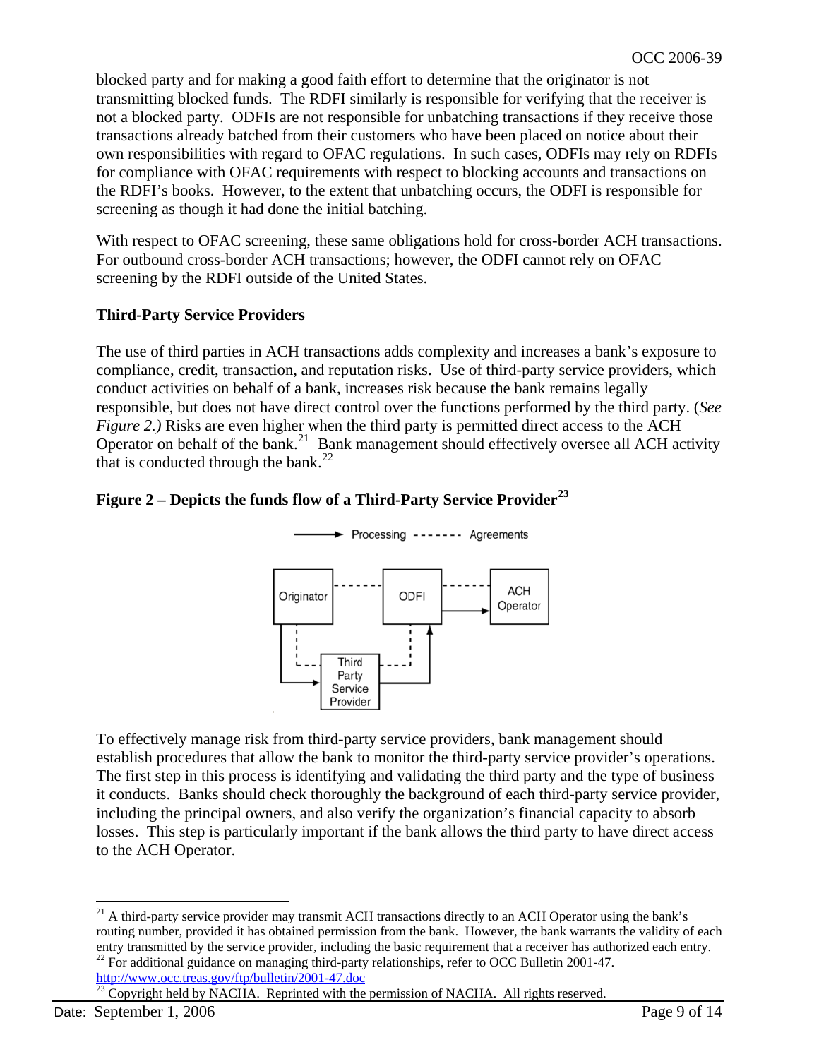blocked party and for making a good faith effort to determine that the originator is not transmitting blocked funds. The RDFI similarly is responsible for verifying that the receiver is not a blocked party. ODFIs are not responsible for unbatching transactions if they receive those transactions already batched from their customers who have been placed on notice about their own responsibilities with regard to OFAC regulations. In such cases, ODFIs may rely on RDFIs for compliance with OFAC requirements with respect to blocking accounts and transactions on the RDFI's books. However, to the extent that unbatching occurs, the ODFI is responsible for screening as though it had done the initial batching.

With respect to OFAC screening, these same obligations hold for cross-border ACH transactions. For outbound cross-border ACH transactions; however, the ODFI cannot rely on OFAC screening by the RDFI outside of the United States.

**Third-Party Service Providers**

The use of third parties in ACH transactions adds complexity and increases a bank's exposure to compliance, credit, transaction, and reputation risks. Use of third-party service providers, which conduct activities on behalf of a bank, increases risk because the bank remains legally responsible, but does not have direct control over the functions performed by the third party. (*See Figure 2.)* Risks are even higher when the third party is permitted direct access to the ACH Operator on behalf of the bank.[21] Bank management should effectively oversee all ACH activity that is conducted through the bank.[22]

**Figure 2 – Depicts the funds flow of a Third-Party Service Provider[23]**

To effectively manage risk from third-party service providers, bank management should establish procedures that allow the bank to monitor the third-party service provider's operations. The first step in this process is identifying and validating the third party and the type of business it conducts. Banks should check thoroughly the background of each third-party service provider, including the principal owners, and also verify the organization's financial capacity to absorb losses. This step is particularly important if the bank allows the third party to have direct access to the ACH Operator.

[21] A third-party service provider may transmit ACH transactions directly to an ACH Operator using the bank's routing number, provided it has obtained permission from the bank. However, the bank warrants the validity of each entry transmitted by the service provider, including the basic requirement that a receiver has authorized each entry.

[22] For additional guidance on managing third-party relationships, refer to OCC Bulletin 2001-47. http://www.occ.treas.gov/ftp/bulletin/2001-47.doc

[23] Copyright held by NACHA. Reprinted with the permission of NACHA. All rights reserved.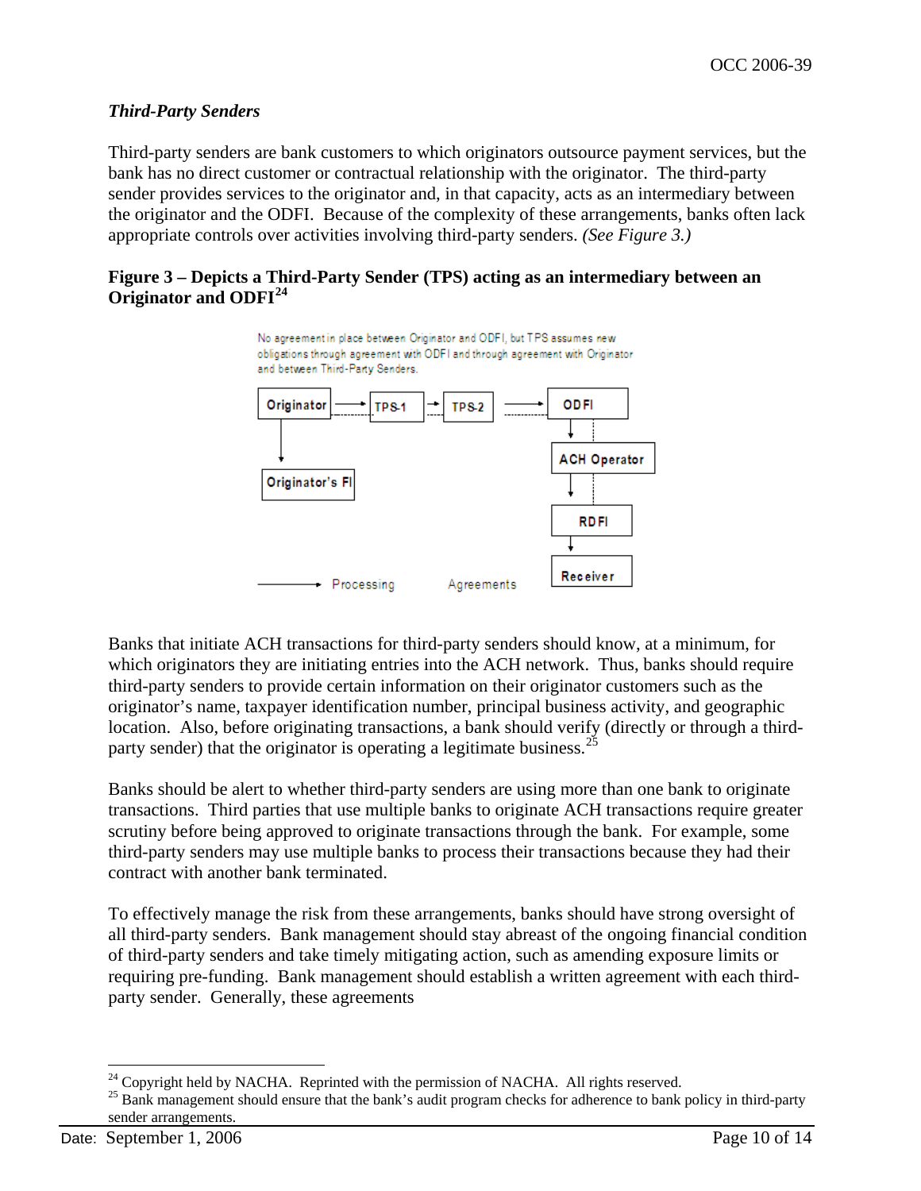*Third-Party Senders*

Third-party senders are bank customers to which originators outsource payment services, but the bank has no direct customer or contractual relationship with the originator. The third-party sender provides services to the originator and, in that capacity, acts as an intermediary between the originator and the ODFI. Because of the complexity of these arrangements, banks often lack appropriate controls over activities involving third-party senders. *(See Figure 3.)*

**Figure 3 – Depicts a Third-Party Sender (TPS) acting as an intermediary between an Originator and ODFI**[24]

No agreement in place between Originator and ODFI, but TPS assumes new obligations through agreement with ODFI and through agreement with Originator and between Third-Party Senders.

Originator → TPS-1 → TPS-2 → ODFI → ACH Operator → RDFI → Receiver

Originator → Originator's FI

Processing    Agreements

Banks that initiate ACH transactions for third-party senders should know, at a minimum, for which originators they are initiating entries into the ACH network. Thus, banks should require third-party senders to provide certain information on their originator customers such as the originator's name, taxpayer identification number, principal business activity, and geographic location. Also, before originating transactions, a bank should verify (directly or through a third-party sender) that the originator is operating a legitimate business.[25]

Banks should be alert to whether third-party senders are using more than one bank to originate transactions. Third parties that use multiple banks to originate ACH transactions require greater scrutiny before being approved to originate transactions through the bank. For example, some third-party senders may use multiple banks to process their transactions because they had their contract with another bank terminated.

To effectively manage the risk from these arrangements, banks should have strong oversight of all third-party senders. Bank management should stay abreast of the ongoing financial condition of third-party senders and take timely mitigating action, such as amending exposure limits or requiring pre-funding. Bank management should establish a written agreement with each third-party sender. Generally, these agreements

---

[24] Copyright held by NACHA. Reprinted with the permission of NACHA. All rights reserved.

[25] Bank management should ensure that the bank's audit program checks for adherence to bank policy in third-party sender arrangements.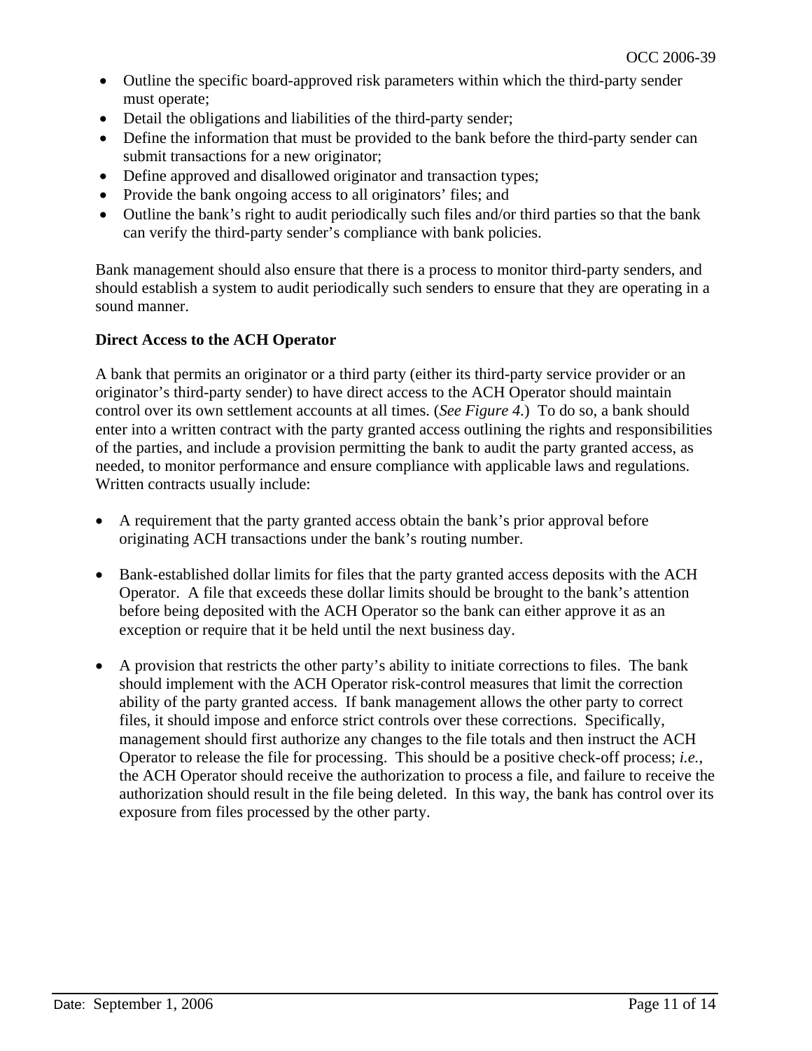- Outline the specific board-approved risk parameters within which the third-party sender must operate;
- Detail the obligations and liabilities of the third-party sender;
- Define the information that must be provided to the bank before the third-party sender can submit transactions for a new originator;
- Define approved and disallowed originator and transaction types;
- Provide the bank ongoing access to all originators' files; and
- Outline the bank's right to audit periodically such files and/or third parties so that the bank can verify the third-party sender's compliance with bank policies.

Bank management should also ensure that there is a process to monitor third-party senders, and should establish a system to audit periodically such senders to ensure that they are operating in a sound manner.

**Direct Access to the ACH Operator**

A bank that permits an originator or a third party (either its third-party service provider or an originator's third-party sender) to have direct access to the ACH Operator should maintain control over its own settlement accounts at all times. (*See Figure 4.*) To do so, a bank should enter into a written contract with the party granted access outlining the rights and responsibilities of the parties, and include a provision permitting the bank to audit the party granted access, as needed, to monitor performance and ensure compliance with applicable laws and regulations. Written contracts usually include:

- A requirement that the party granted access obtain the bank's prior approval before originating ACH transactions under the bank's routing number.

- Bank-established dollar limits for files that the party granted access deposits with the ACH Operator. A file that exceeds these dollar limits should be brought to the bank's attention before being deposited with the ACH Operator so the bank can either approve it as an exception or require that it be held until the next business day.

- A provision that restricts the other party's ability to initiate corrections to files. The bank should implement with the ACH Operator risk-control measures that limit the correction ability of the party granted access. If bank management allows the other party to correct files, it should impose and enforce strict controls over these corrections. Specifically, management should first authorize any changes to the file totals and then instruct the ACH Operator to release the file for processing. This should be a positive check-off process; *i.e.*, the ACH Operator should receive the authorization to process a file, and failure to receive the authorization should result in the file being deleted. In this way, the bank has control over its exposure from files processed by the other party.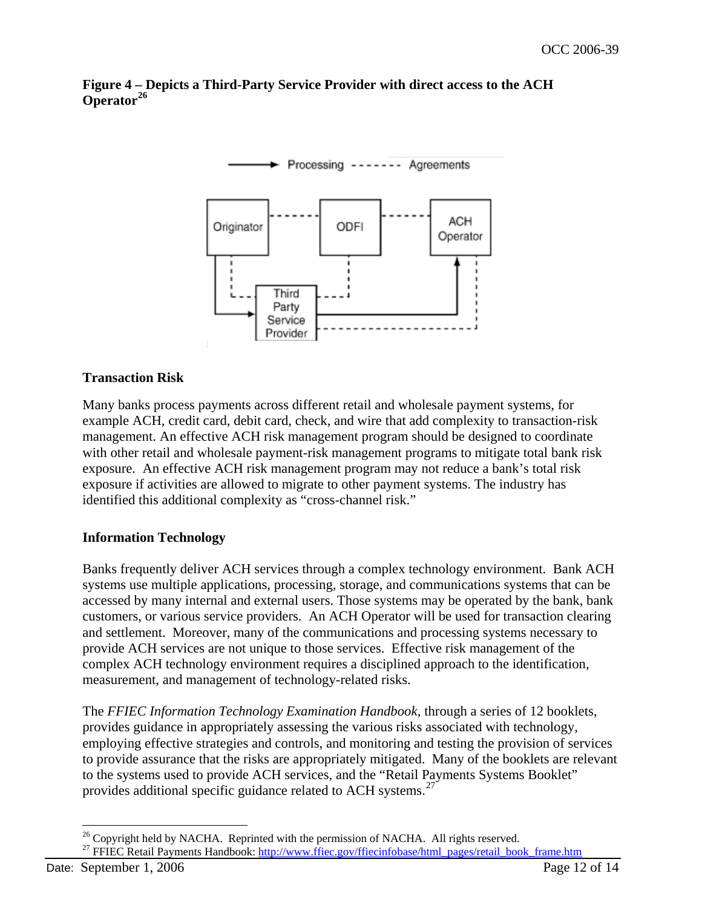**Figure 4 – Depicts a Third-Party Service Provider with direct access to the ACH Operator[26]**

### Transaction Risk

Many banks process payments across different retail and wholesale payment systems, for example ACH, credit card, debit card, check, and wire that add complexity to transaction-risk management. An effective ACH risk management program should be designed to coordinate with other retail and wholesale payment-risk management programs to mitigate total bank risk exposure. An effective ACH risk management program may not reduce a bank's total risk exposure if activities are allowed to migrate to other payment systems. The industry has identified this additional complexity as "cross-channel risk."

### Information Technology

Banks frequently deliver ACH services through a complex technology environment. Bank ACH systems use multiple applications, processing, storage, and communications systems that can be accessed by many internal and external users. Those systems may be operated by the bank, bank customers, or various service providers. An ACH Operator will be used for transaction clearing and settlement. Moreover, many of the communications and processing systems necessary to provide ACH services are not unique to those services. Effective risk management of the complex ACH technology environment requires a disciplined approach to the identification, measurement, and management of technology-related risks.

The *FFIEC Information Technology Examination Handbook*, through a series of 12 booklets, provides guidance in appropriately assessing the various risks associated with technology, employing effective strategies and controls, and monitoring and testing the provision of services to provide assurance that the risks are appropriately mitigated. Many of the booklets are relevant to the systems used to provide ACH services, and the "Retail Payments Systems Booklet" provides additional specific guidance related to ACH systems.[27]

---

[26] Copyright held by NACHA. Reprinted with the permission of NACHA. All rights reserved.

[27] FFIEC Retail Payments Handbook: http://www.ffiec.gov/ffiecinfobase/html_pages/retail_book_frame.htm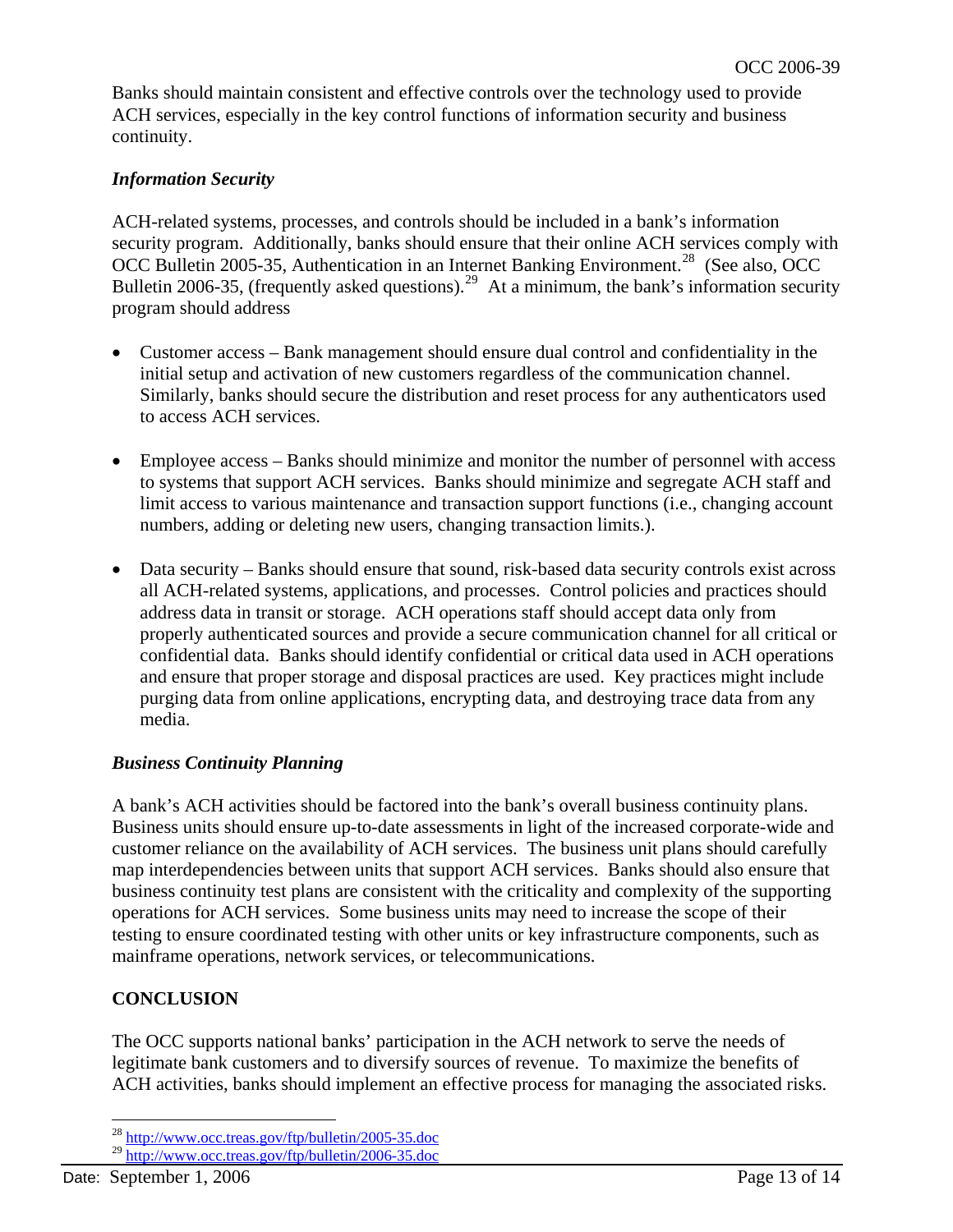Banks should maintain consistent and effective controls over the technology used to provide ACH services, especially in the key control functions of information security and business continuity.

### *Information Security*

ACH-related systems, processes, and controls should be included in a bank's information security program. Additionally, banks should ensure that their online ACH services comply with OCC Bulletin 2005-35, Authentication in an Internet Banking Environment.[28] (See also, OCC Bulletin 2006-35, (frequently asked questions).[29] At a minimum, the bank's information security program should address

- Customer access – Bank management should ensure dual control and confidentiality in the initial setup and activation of new customers regardless of the communication channel. Similarly, banks should secure the distribution and reset process for any authenticators used to access ACH services.

- Employee access – Banks should minimize and monitor the number of personnel with access to systems that support ACH services. Banks should minimize and segregate ACH staff and limit access to various maintenance and transaction support functions (i.e., changing account numbers, adding or deleting new users, changing transaction limits.).

- Data security – Banks should ensure that sound, risk-based data security controls exist across all ACH-related systems, applications, and processes. Control policies and practices should address data in transit or storage. ACH operations staff should accept data only from properly authenticated sources and provide a secure communication channel for all critical or confidential data. Banks should identify confidential or critical data used in ACH operations and ensure that proper storage and disposal practices are used. Key practices might include purging data from online applications, encrypting data, and destroying trace data from any media.

### *Business Continuity Planning*

A bank's ACH activities should be factored into the bank's overall business continuity plans. Business units should ensure up-to-date assessments in light of the increased corporate-wide and customer reliance on the availability of ACH services. The business unit plans should carefully map interdependencies between units that support ACH services. Banks should also ensure that business continuity test plans are consistent with the criticality and complexity of the supporting operations for ACH services. Some business units may need to increase the scope of their testing to ensure coordinated testing with other units or key infrastructure components, such as mainframe operations, network services, or telecommunications.

## CONCLUSION

The OCC supports national banks' participation in the ACH network to serve the needs of legitimate bank customers and to diversify sources of revenue. To maximize the benefits of ACH activities, banks should implement an effective process for managing the associated risks.

---

[28] http://www.occ.treas.gov/ftp/bulletin/2005-35.doc

[29] http://www.occ.treas.gov/ftp/bulletin/2006-35.doc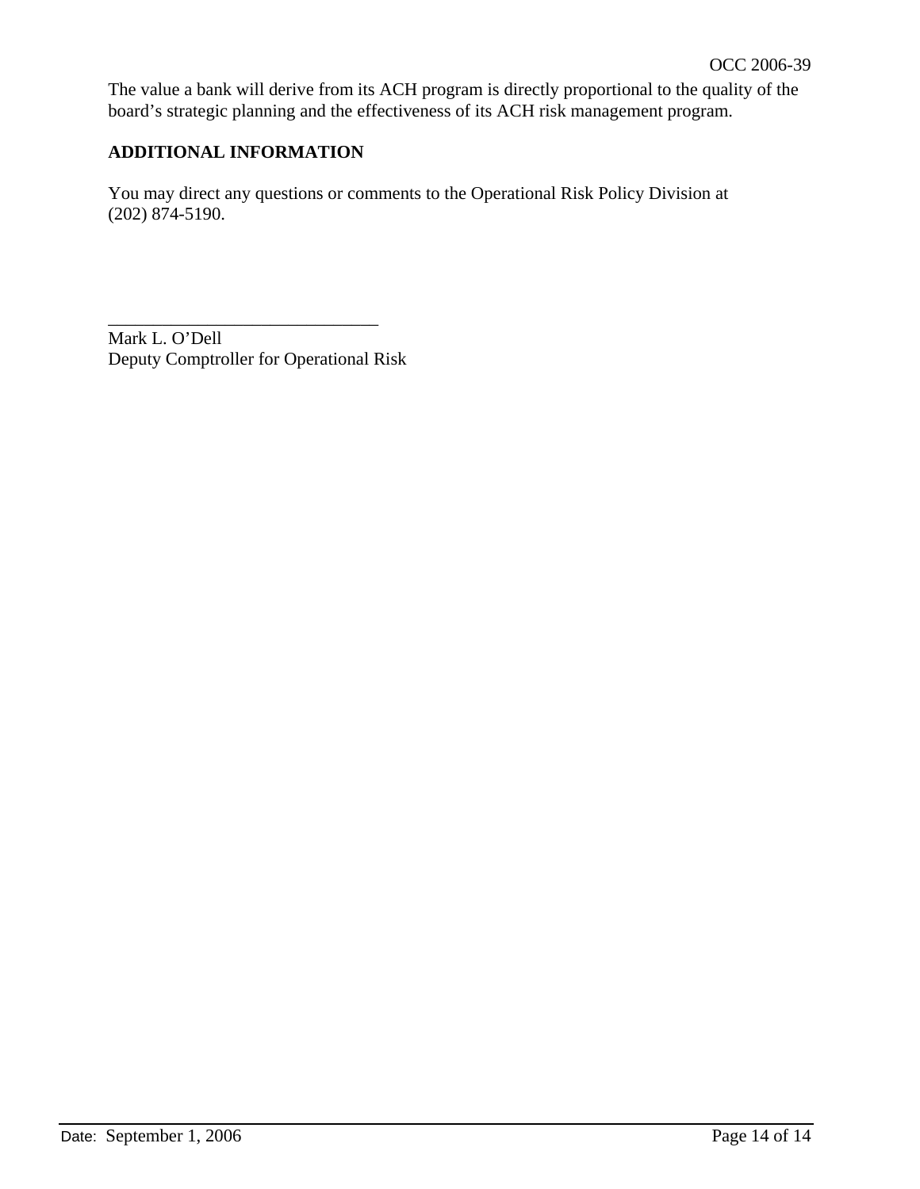The value a bank will derive from its ACH program is directly proportional to the quality of the board's strategic planning and the effectiveness of its ACH risk management program.

## ADDITIONAL INFORMATION

You may direct any questions or comments to the Operational Risk Policy Division at (202) 874-5190.

\_\_\_\_\_\_\_\_\_\_\_\_\_\_\_\_\_\_\_\_\_\_\_\_\_\_\_\_\_\_\_

Mark L. O'Dell
Deputy Comptroller for Operational Risk